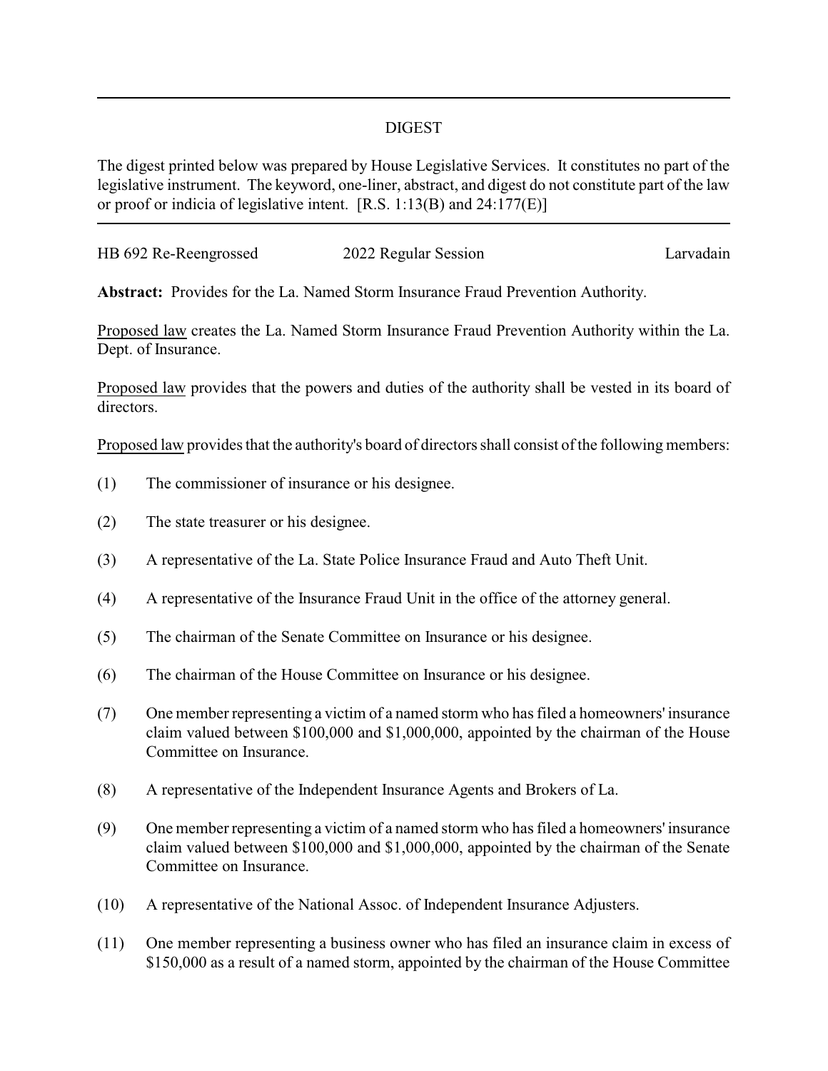## DIGEST

The digest printed below was prepared by House Legislative Services. It constitutes no part of the legislative instrument. The keyword, one-liner, abstract, and digest do not constitute part of the law or proof or indicia of legislative intent. [R.S. 1:13(B) and 24:177(E)]

HB 692 Re-Reengrossed | 2022 Regular Session | Larvadain

**Abstract:** Provides for the La. Named Storm Insurance Fraud Prevention Authority.

Proposed law creates the La. Named Storm Insurance Fraud Prevention Authority within the La. Dept. of Insurance.

Proposed law provides that the powers and duties of the authority shall be vested in its board of directors.

Proposed law provides that the authority's board of directors shall consist of the following members:

(1) The commissioner of insurance or his designee.

(2) The state treasurer or his designee.

(3) A representative of the La. State Police Insurance Fraud and Auto Theft Unit.

(4) A representative of the Insurance Fraud Unit in the office of the attorney general.

(5) The chairman of the Senate Committee on Insurance or his designee.

(6) The chairman of the House Committee on Insurance or his designee.

(7) One member representing a victim of a named storm who has filed a homeowners' insurance claim valued between $100,000 and $1,000,000, appointed by the chairman of the House Committee on Insurance.

(8) A representative of the Independent Insurance Agents and Brokers of La.

(9) One member representing a victim of a named storm who has filed a homeowners' insurance claim valued between $100,000 and $1,000,000, appointed by the chairman of the Senate Committee on Insurance.

(10) A representative of the National Assoc. of Independent Insurance Adjusters.

(11) One member representing a business owner who has filed an insurance claim in excess of $150,000 as a result of a named storm, appointed by the chairman of the House Committee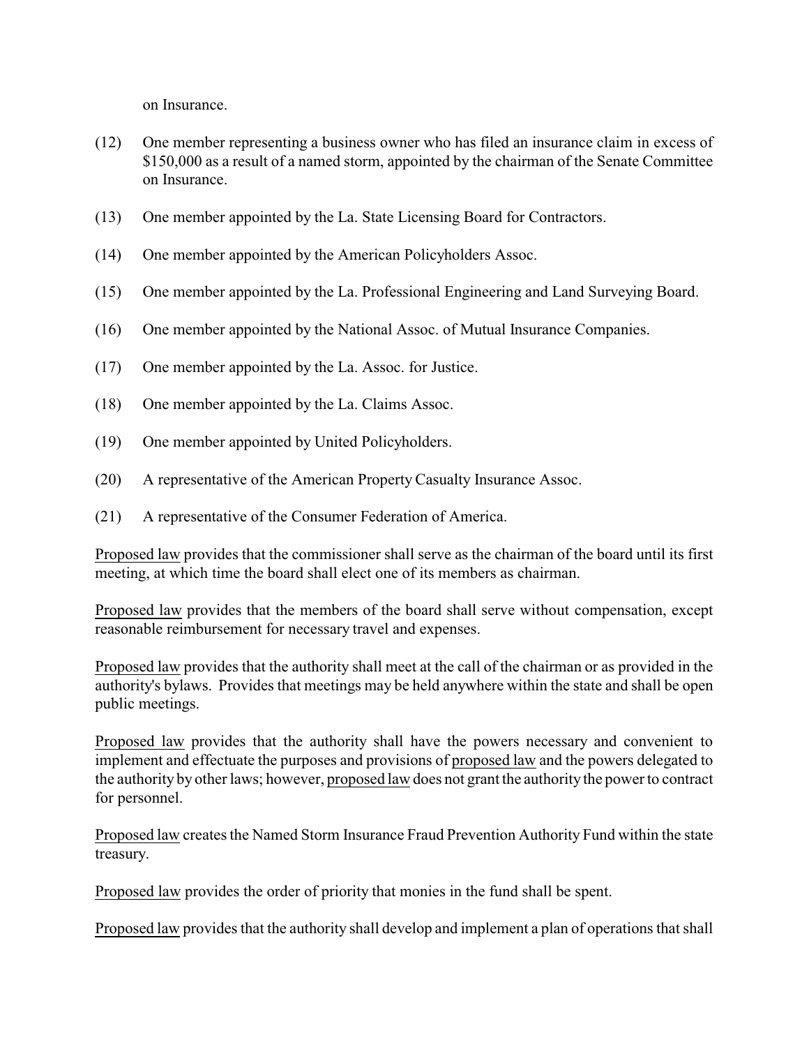on Insurance.

(12) One member representing a business owner who has filed an insurance claim in excess of $150,000 as a result of a named storm, appointed by the chairman of the Senate Committee on Insurance.

(13) One member appointed by the La. State Licensing Board for Contractors.

(14) One member appointed by the American Policyholders Assoc.

(15) One member appointed by the La. Professional Engineering and Land Surveying Board.

(16) One member appointed by the National Assoc. of Mutual Insurance Companies.

(17) One member appointed by the La. Assoc. for Justice.

(18) One member appointed by the La. Claims Assoc.

(19) One member appointed by United Policyholders.

(20) A representative of the American Property Casualty Insurance Assoc.

(21) A representative of the Consumer Federation of America.

Proposed law provides that the commissioner shall serve as the chairman of the board until its first meeting, at which time the board shall elect one of its members as chairman.

Proposed law provides that the members of the board shall serve without compensation, except reasonable reimbursement for necessary travel and expenses.

Proposed law provides that the authority shall meet at the call of the chairman or as provided in the authority's bylaws. Provides that meetings may be held anywhere within the state and shall be open public meetings.

Proposed law provides that the authority shall have the powers necessary and convenient to implement and effectuate the purposes and provisions of proposed law and the powers delegated to the authority by other laws; however, proposed law does not grant the authority the power to contract for personnel.

Proposed law creates the Named Storm Insurance Fraud Prevention Authority Fund within the state treasury.

Proposed law provides the order of priority that monies in the fund shall be spent.

Proposed law provides that the authority shall develop and implement a plan of operations that shall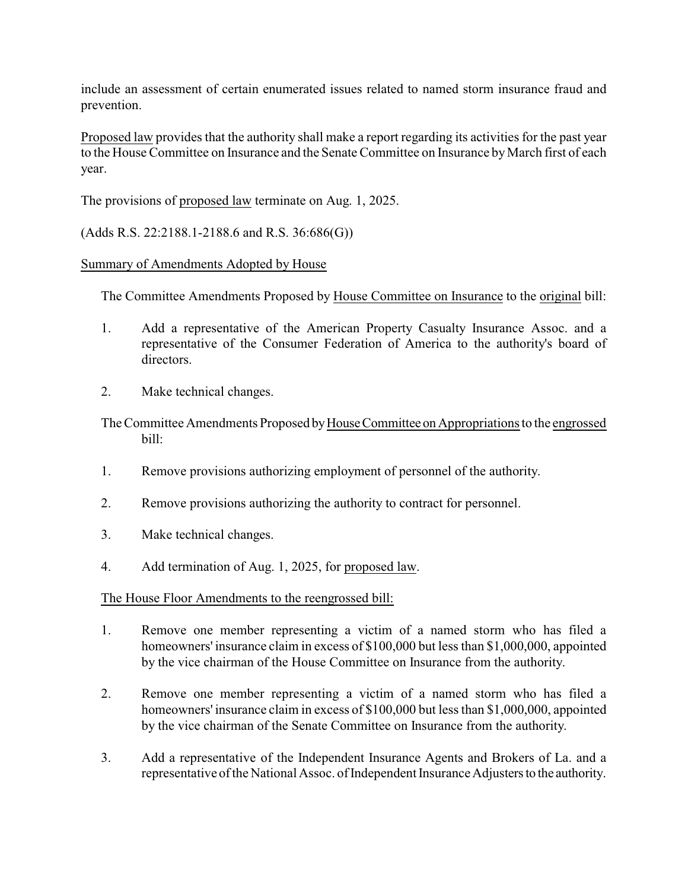include an assessment of certain enumerated issues related to named storm insurance fraud and prevention.

Proposed law provides that the authority shall make a report regarding its activities for the past year to the House Committee on Insurance and the Senate Committee on Insurance by March first of each year.

The provisions of proposed law terminate on Aug. 1, 2025.

(Adds R.S. 22:2188.1-2188.6 and R.S. 36:686(G))

Summary of Amendments Adopted by House

The Committee Amendments Proposed by House Committee on Insurance to the original bill:

1. Add a representative of the American Property Casualty Insurance Assoc. and a representative of the Consumer Federation of America to the authority's board of directors.

2. Make technical changes.

The Committee Amendments Proposed by House Committee on Appropriations to the engrossed bill:

1. Remove provisions authorizing employment of personnel of the authority.

2. Remove provisions authorizing the authority to contract for personnel.

3. Make technical changes.

4. Add termination of Aug. 1, 2025, for proposed law.

The House Floor Amendments to the reengrossed bill:

1. Remove one member representing a victim of a named storm who has filed a homeowners' insurance claim in excess of $100,000 but less than $1,000,000, appointed by the vice chairman of the House Committee on Insurance from the authority.

2. Remove one member representing a victim of a named storm who has filed a homeowners' insurance claim in excess of $100,000 but less than $1,000,000, appointed by the vice chairman of the Senate Committee on Insurance from the authority.

3. Add a representative of the Independent Insurance Agents and Brokers of La. and a representative of the National Assoc. of Independent Insurance Adjusters to the authority.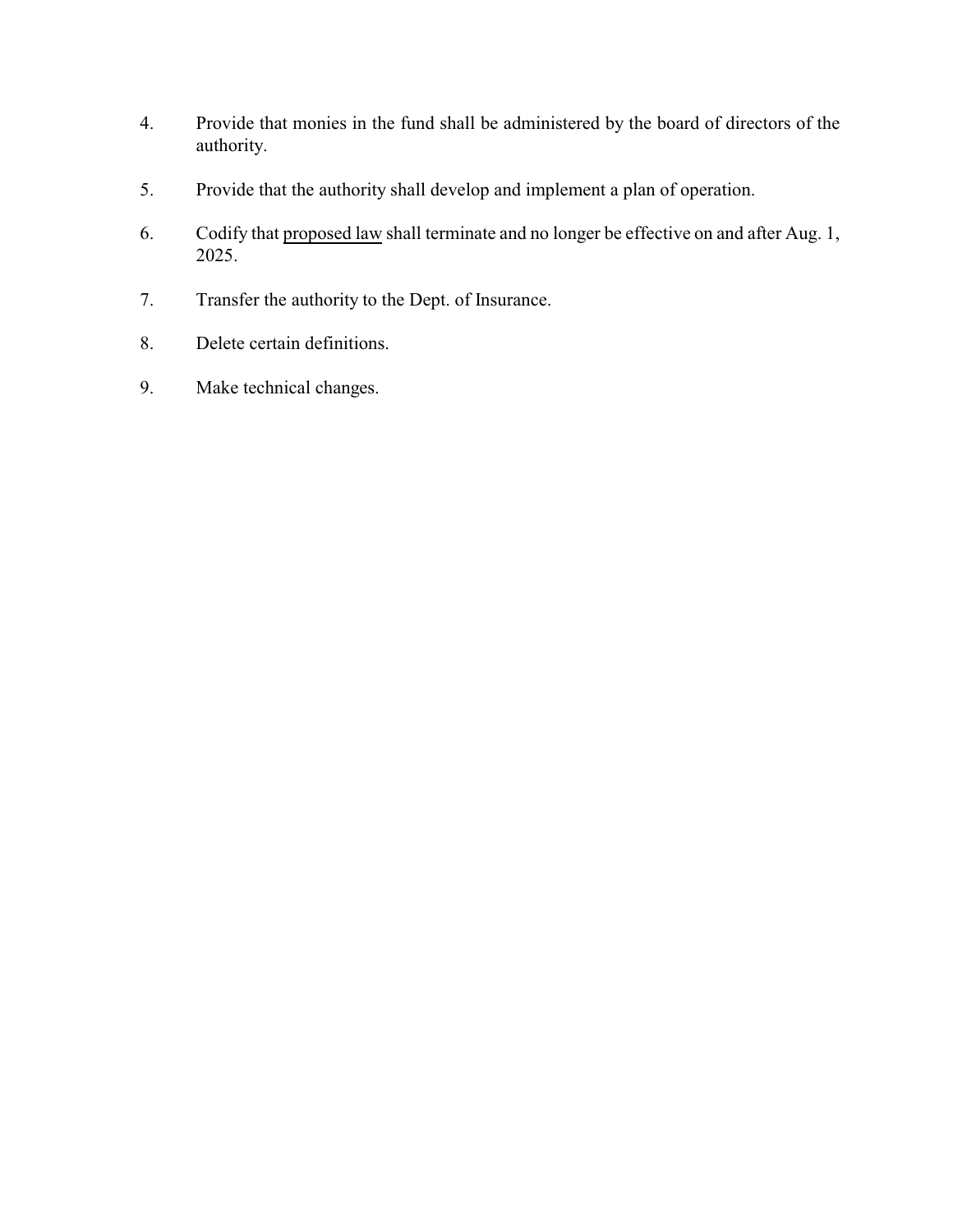4. Provide that monies in the fund shall be administered by the board of directors of the authority.

5. Provide that the authority shall develop and implement a plan of operation.

6. Codify that <u>proposed law</u> shall terminate and no longer be effective on and after Aug. 1, 2025.

7. Transfer the authority to the Dept. of Insurance.

8. Delete certain definitions.

9. Make technical changes.